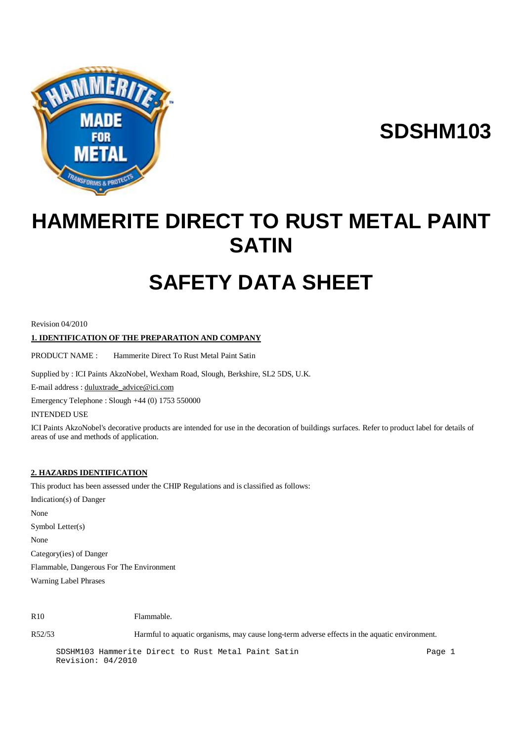SDSHM103

# HAMMERITE DIRECT TO RUST METAL PAINT SATIN

# SAFETY DATA SHEET

Revision 04/2010

**1. IDENTIFICATION OF THE PREPARATION AND COMPANY**

PRODUCT NAME : Hammerite Direct To Rust Metal Paint Satin

Supplied by : ICI Paints AkzoNobel, Wexham Road, Slough, Berkshire, SL2 5DS, U.K.

E-mail address : duluxtrade_advice@ici.com

Emergency Telephone : Slough +44 (0) 1753 550000

INTENDED USE

ICI Paints AkzoNobel's decorative products are intended for use in the decoration of buildings surfaces. Refer to product label for details of areas of use and methods of application.

**2. HAZARDS IDENTIFICATION**

This product has been assessed under the CHIP Regulations and is classified as follows:

Indication(s) of Danger

None

Symbol Letter(s)

None

Category(ies) of Danger

Flammable, Dangerous For The Environment

Warning Label Phrases

| | |
|---|---|
| R10 | Flammable. |
| R52/53 | Harmful to aquatic organisms, may cause long-term adverse effects in the aquatic environment. |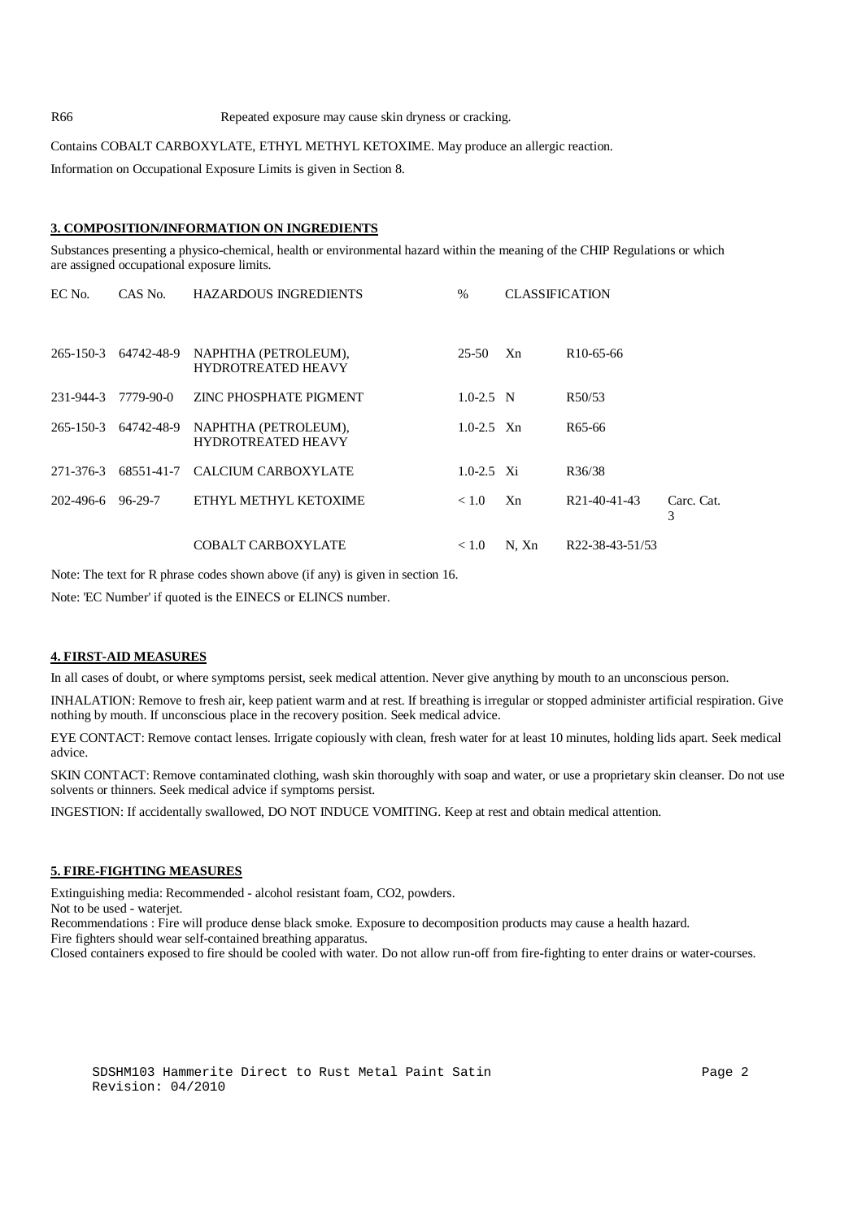R66 Repeated exposure may cause skin dryness or cracking.

Contains COBALT CARBOXYLATE, ETHYL METHYL KETOXIME. May produce an allergic reaction.

Information on Occupational Exposure Limits is given in Section 8.

## 3. COMPOSITION/INFORMATION ON INGREDIENTS

Substances presenting a physico-chemical, health or environmental hazard within the meaning of the CHIP Regulations or which are assigned occupational exposure limits.

| EC No. | CAS No. | HAZARDOUS INGREDIENTS | % | CLASSIFICATION | | |
|---|---|---|---|---|---|---|
| 265-150-3 | 64742-48-9 | NAPHTHA (PETROLEUM), HYDROTREATED HEAVY | 25-50 | Xn | R10-65-66 | |
| 231-944-3 | 7779-90-0 | ZINC PHOSPHATE PIGMENT | 1.0-2.5 | N | R50/53 | |
| 265-150-3 | 64742-48-9 | NAPHTHA (PETROLEUM), HYDROTREATED HEAVY | 1.0-2.5 | Xn | R65-66 | |
| 271-376-3 | 68551-41-7 | CALCIUM CARBOXYLATE | 1.0-2.5 | Xi | R36/38 | |
| 202-496-6 | 96-29-7 | ETHYL METHYL KETOXIME | < 1.0 | Xn | R21-40-41-43 | Carc. Cat. 3 |
| | | COBALT CARBOXYLATE | < 1.0 | N, Xn | R22-38-43-51/53 | |

Note: The text for R phrase codes shown above (if any) is given in section 16.

Note: 'EC Number' if quoted is the EINECS or ELINCS number.

## 4. FIRST-AID MEASURES

In all cases of doubt, or where symptoms persist, seek medical attention. Never give anything by mouth to an unconscious person.

INHALATION: Remove to fresh air, keep patient warm and at rest. If breathing is irregular or stopped administer artificial respiration. Give nothing by mouth. If unconscious place in the recovery position. Seek medical advice.

EYE CONTACT: Remove contact lenses. Irrigate copiously with clean, fresh water for at least 10 minutes, holding lids apart. Seek medical advice.

SKIN CONTACT: Remove contaminated clothing, wash skin thoroughly with soap and water, or use a proprietary skin cleanser. Do not use solvents or thinners. Seek medical advice if symptoms persist.

INGESTION: If accidentally swallowed, DO NOT INDUCE VOMITING. Keep at rest and obtain medical attention.

## 5. FIRE-FIGHTING MEASURES

Extinguishing media: Recommended - alcohol resistant foam, CO2, powders.
Not to be used - waterjet.
Recommendations : Fire will produce dense black smoke. Exposure to decomposition products may cause a health hazard.
Fire fighters should wear self-contained breathing apparatus.
Closed containers exposed to fire should be cooled with water. Do not allow run-off from fire-fighting to enter drains or water-courses.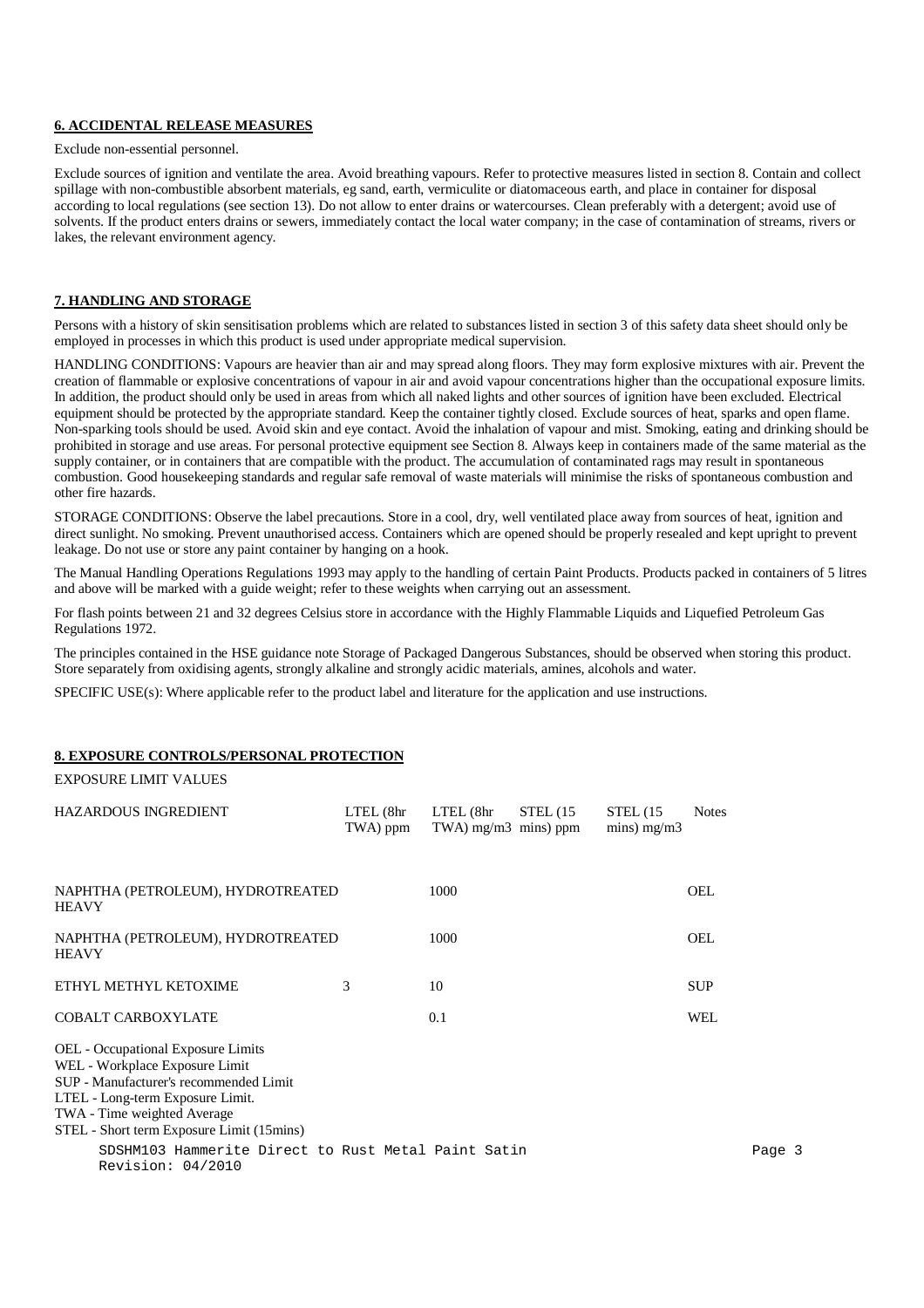## 6. ACCIDENTAL RELEASE MEASURES

Exclude non-essential personnel.

Exclude sources of ignition and ventilate the area. Avoid breathing vapours. Refer to protective measures listed in section 8. Contain and collect spillage with non-combustible absorbent materials, eg sand, earth, vermiculite or diatomaceous earth, and place in container for disposal according to local regulations (see section 13). Do not allow to enter drains or watercourses. Clean preferably with a detergent; avoid use of solvents. If the product enters drains or sewers, immediately contact the local water company; in the case of contamination of streams, rivers or lakes, the relevant environment agency.

## 7. HANDLING AND STORAGE

Persons with a history of skin sensitisation problems which are related to substances listed in section 3 of this safety data sheet should only be employed in processes in which this product is used under appropriate medical supervision.

HANDLING CONDITIONS: Vapours are heavier than air and may spread along floors. They may form explosive mixtures with air. Prevent the creation of flammable or explosive concentrations of vapour in air and avoid vapour concentrations higher than the occupational exposure limits. In addition, the product should only be used in areas from which all naked lights and other sources of ignition have been excluded. Electrical equipment should be protected by the appropriate standard. Keep the container tightly closed. Exclude sources of heat, sparks and open flame. Non-sparking tools should be used. Avoid skin and eye contact. Avoid the inhalation of vapour and mist. Smoking, eating and drinking should be prohibited in storage and use areas. For personal protective equipment see Section 8. Always keep in containers made of the same material as the supply container, or in containers that are compatible with the product. The accumulation of contaminated rags may result in spontaneous combustion. Good housekeeping standards and regular safe removal of waste materials will minimise the risks of spontaneous combustion and other fire hazards.

STORAGE CONDITIONS: Observe the label precautions. Store in a cool, dry, well ventilated place away from sources of heat, ignition and direct sunlight. No smoking. Prevent unauthorised access. Containers which are opened should be properly resealed and kept upright to prevent leakage. Do not use or store any paint container by hanging on a hook.

The Manual Handling Operations Regulations 1993 may apply to the handling of certain Paint Products. Products packed in containers of 5 litres and above will be marked with a guide weight; refer to these weights when carrying out an assessment.

For flash points between 21 and 32 degrees Celsius store in accordance with the Highly Flammable Liquids and Liquefied Petroleum Gas Regulations 1972.

The principles contained in the HSE guidance note Storage of Packaged Dangerous Substances, should be observed when storing this product. Store separately from oxidising agents, strongly alkaline and strongly acidic materials, amines, alcohols and water.

SPECIFIC USE(s): Where applicable refer to the product label and literature for the application and use instructions.

## 8. EXPOSURE CONTROLS/PERSONAL PROTECTION

EXPOSURE LIMIT VALUES

| HAZARDOUS INGREDIENT | LTEL (8hr TWA) ppm | LTEL (8hr TWA) mg/m3 | STEL (15 mins) ppm | STEL (15 mins) mg/m3 | Notes |
|---|---|---|---|---|---|
| NAPHTHA (PETROLEUM), HYDROTREATED HEAVY | | 1000 | | | OEL |
| NAPHTHA (PETROLEUM), HYDROTREATED HEAVY | | 1000 | | | OEL |
| ETHYL METHYL KETOXIME | 3 | 10 | | | SUP |
| COBALT CARBOXYLATE | | 0.1 | | | WEL |

OEL - Occupational Exposure Limits
WEL - Workplace Exposure Limit
SUP - Manufacturer's recommended Limit
LTEL - Long-term Exposure Limit.
TWA - Time weighted Average
STEL - Short term Exposure Limit (15mins)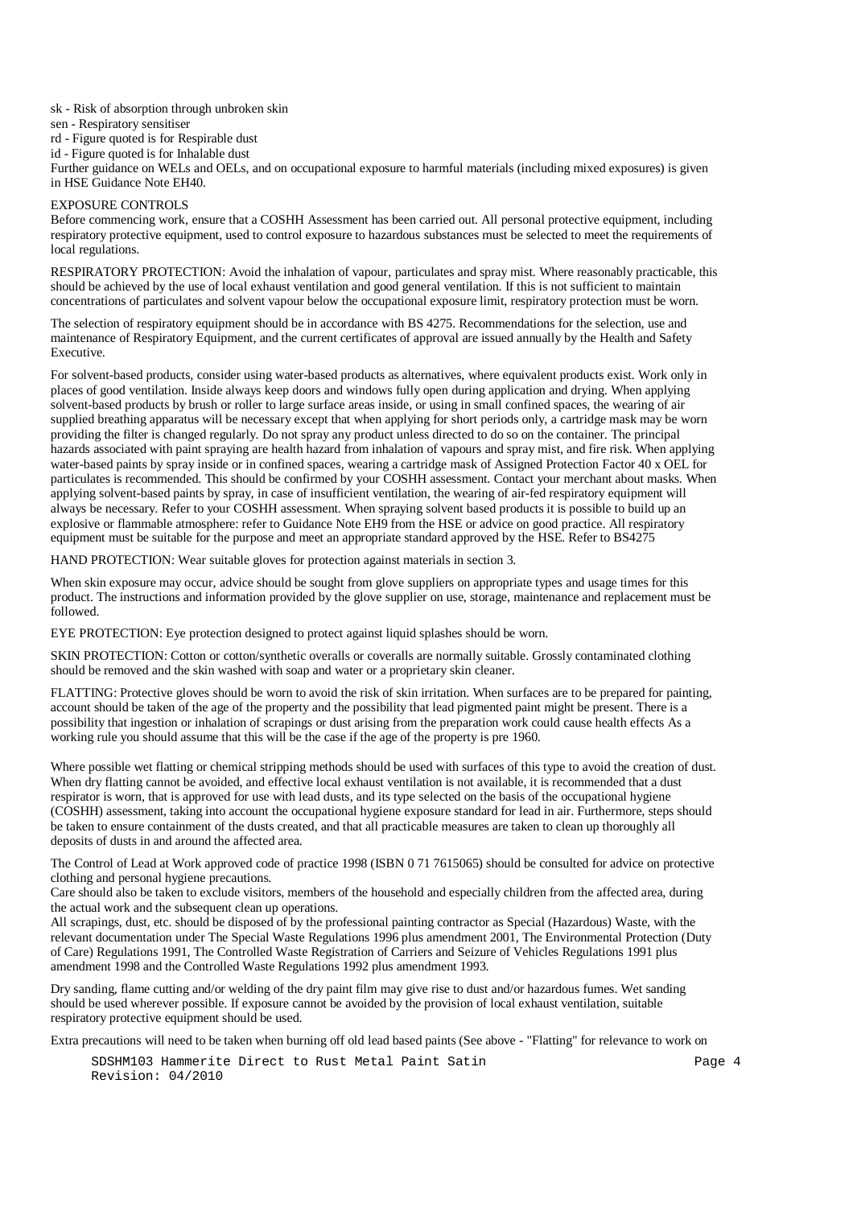sk - Risk of absorption through unbroken skin
sen - Respiratory sensitiser
rd - Figure quoted is for Respirable dust
id - Figure quoted is for Inhalable dust
Further guidance on WELs and OELs, and on occupational exposure to harmful materials (including mixed exposures) is given in HSE Guidance Note EH40.

EXPOSURE CONTROLS
Before commencing work, ensure that a COSHH Assessment has been carried out. All personal protective equipment, including respiratory protective equipment, used to control exposure to hazardous substances must be selected to meet the requirements of local regulations.

RESPIRATORY PROTECTION: Avoid the inhalation of vapour, particulates and spray mist. Where reasonably practicable, this should be achieved by the use of local exhaust ventilation and good general ventilation. If this is not sufficient to maintain concentrations of particulates and solvent vapour below the occupational exposure limit, respiratory protection must be worn.

The selection of respiratory equipment should be in accordance with BS 4275. Recommendations for the selection, use and maintenance of Respiratory Equipment, and the current certificates of approval are issued annually by the Health and Safety Executive.

For solvent-based products, consider using water-based products as alternatives, where equivalent products exist. Work only in places of good ventilation. Inside always keep doors and windows fully open during application and drying. When applying solvent-based products by brush or roller to large surface areas inside, or using in small confined spaces, the wearing of air supplied breathing apparatus will be necessary except that when applying for short periods only, a cartridge mask may be worn providing the filter is changed regularly. Do not spray any product unless directed to do so on the container. The principal hazards associated with paint spraying are health hazard from inhalation of vapours and spray mist, and fire risk. When applying water-based paints by spray inside or in confined spaces, wearing a cartridge mask of Assigned Protection Factor 40 x OEL for particulates is recommended. This should be confirmed by your COSHH assessment. Contact your merchant about masks. When applying solvent-based paints by spray, in case of insufficient ventilation, the wearing of air-fed respiratory equipment will always be necessary. Refer to your COSHH assessment. When spraying solvent based products it is possible to build up an explosive or flammable atmosphere: refer to Guidance Note EH9 from the HSE or advice on good practice. All respiratory equipment must be suitable for the purpose and meet an appropriate standard approved by the HSE. Refer to BS4275

HAND PROTECTION: Wear suitable gloves for protection against materials in section 3.

When skin exposure may occur, advice should be sought from glove suppliers on appropriate types and usage times for this product. The instructions and information provided by the glove supplier on use, storage, maintenance and replacement must be followed.

EYE PROTECTION: Eye protection designed to protect against liquid splashes should be worn.

SKIN PROTECTION: Cotton or cotton/synthetic overalls or coveralls are normally suitable. Grossly contaminated clothing should be removed and the skin washed with soap and water or a proprietary skin cleaner.

FLATTING: Protective gloves should be worn to avoid the risk of skin irritation. When surfaces are to be prepared for painting, account should be taken of the age of the property and the possibility that lead pigmented paint might be present. There is a possibility that ingestion or inhalation of scrapings or dust arising from the preparation work could cause health effects As a working rule you should assume that this will be the case if the age of the property is pre 1960.

Where possible wet flatting or chemical stripping methods should be used with surfaces of this type to avoid the creation of dust. When dry flatting cannot be avoided, and effective local exhaust ventilation is not available, it is recommended that a dust respirator is worn, that is approved for use with lead dusts, and its type selected on the basis of the occupational hygiene (COSHH) assessment, taking into account the occupational hygiene exposure standard for lead in air. Furthermore, steps should be taken to ensure containment of the dusts created, and that all practicable measures are taken to clean up thoroughly all deposits of dusts in and around the affected area.

The Control of Lead at Work approved code of practice 1998 (ISBN 0 71 7615065) should be consulted for advice on protective clothing and personal hygiene precautions.
Care should also be taken to exclude visitors, members of the household and especially children from the affected area, during the actual work and the subsequent clean up operations.
All scrapings, dust, etc. should be disposed of by the professional painting contractor as Special (Hazardous) Waste, with the relevant documentation under The Special Waste Regulations 1996 plus amendment 2001, The Environmental Protection (Duty of Care) Regulations 1991, The Controlled Waste Registration of Carriers and Seizure of Vehicles Regulations 1991 plus amendment 1998 and the Controlled Waste Regulations 1992 plus amendment 1993.

Dry sanding, flame cutting and/or welding of the dry paint film may give rise to dust and/or hazardous fumes. Wet sanding should be used wherever possible. If exposure cannot be avoided by the provision of local exhaust ventilation, suitable respiratory protective equipment should be used.

Extra precautions will need to be taken when burning off old lead based paints (See above - "Flatting" for relevance to work on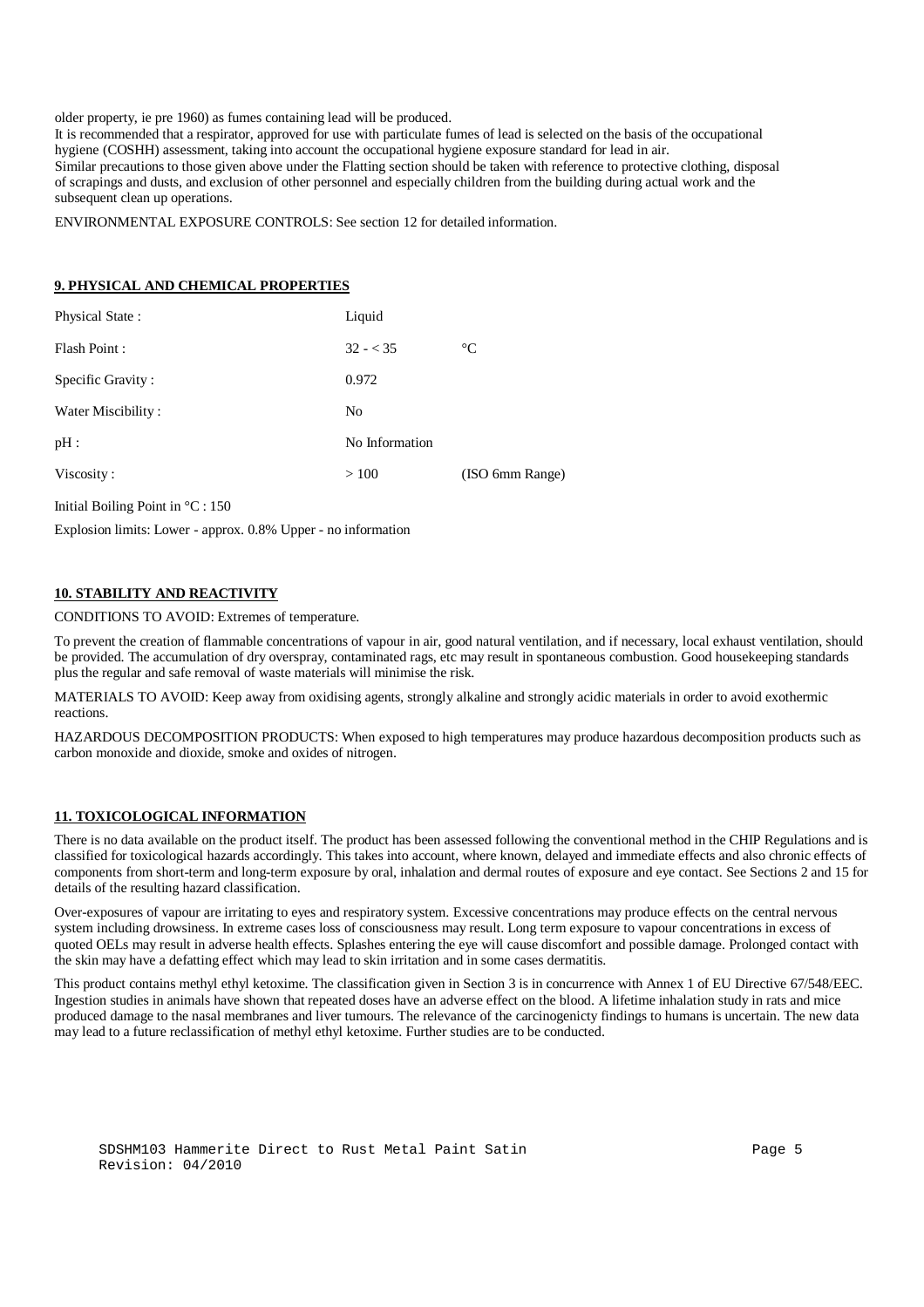older property, ie pre 1960) as fumes containing lead will be produced.
It is recommended that a respirator, approved for use with particulate fumes of lead is selected on the basis of the occupational hygiene (COSHH) assessment, taking into account the occupational hygiene exposure standard for lead in air.
Similar precautions to those given above under the Flatting section should be taken with reference to protective clothing, disposal of scrapings and dusts, and exclusion of other personnel and especially children from the building during actual work and the subsequent clean up operations.

ENVIRONMENTAL EXPOSURE CONTROLS: See section 12 for detailed information.

## 9. PHYSICAL AND CHEMICAL PROPERTIES

| | | |
|---|---|---|
| Physical State : | Liquid | |
| Flash Point : | 32 - < 35 | °C |
| Specific Gravity : | 0.972 | |
| Water Miscibility : | No | |
| pH : | No Information | |
| Viscosity : | > 100 | (ISO 6mm Range) |

Initial Boiling Point in °C : 150

Explosion limits: Lower - approx. 0.8% Upper - no information

## 10. STABILITY AND REACTIVITY

CONDITIONS TO AVOID: Extremes of temperature.

To prevent the creation of flammable concentrations of vapour in air, good natural ventilation, and if necessary, local exhaust ventilation, should be provided. The accumulation of dry overspray, contaminated rags, etc may result in spontaneous combustion. Good housekeeping standards plus the regular and safe removal of waste materials will minimise the risk.

MATERIALS TO AVOID: Keep away from oxidising agents, strongly alkaline and strongly acidic materials in order to avoid exothermic reactions.

HAZARDOUS DECOMPOSITION PRODUCTS: When exposed to high temperatures may produce hazardous decomposition products such as carbon monoxide and dioxide, smoke and oxides of nitrogen.

## 11. TOXICOLOGICAL INFORMATION

There is no data available on the product itself. The product has been assessed following the conventional method in the CHIP Regulations and is classified for toxicological hazards accordingly. This takes into account, where known, delayed and immediate effects and also chronic effects of components from short-term and long-term exposure by oral, inhalation and dermal routes of exposure and eye contact. See Sections 2 and 15 for details of the resulting hazard classification.

Over-exposures of vapour are irritating to eyes and respiratory system. Excessive concentrations may produce effects on the central nervous system including drowsiness. In extreme cases loss of consciousness may result. Long term exposure to vapour concentrations in excess of quoted OELs may result in adverse health effects. Splashes entering the eye will cause discomfort and possible damage. Prolonged contact with the skin may have a defatting effect which may lead to skin irritation and in some cases dermatitis.

This product contains methyl ethyl ketoxime. The classification given in Section 3 is in concurrence with Annex 1 of EU Directive 67/548/EEC. Ingestion studies in animals have shown that repeated doses have an adverse effect on the blood. A lifetime inhalation study in rats and mice produced damage to the nasal membranes and liver tumours. The relevance of the carcinogenicty findings to humans is uncertain. The new data may lead to a future reclassification of methyl ethyl ketoxime. Further studies are to be conducted.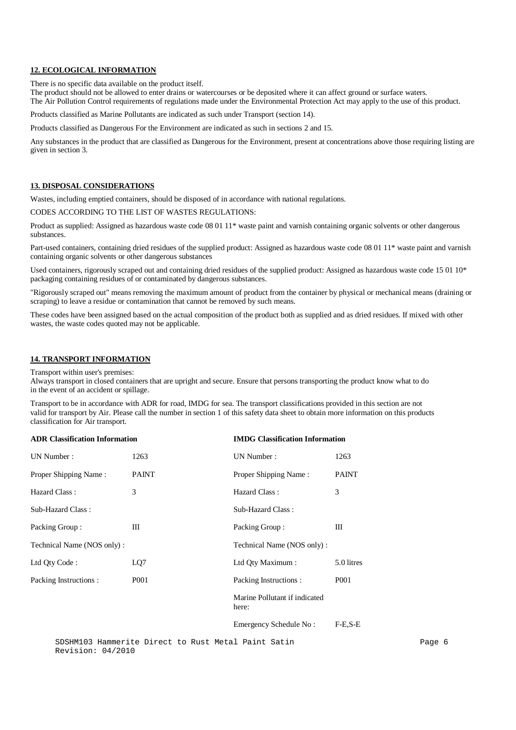## 12. ECOLOGICAL INFORMATION

There is no specific data available on the product itself.
The product should not be allowed to enter drains or watercourses or be deposited where it can affect ground or surface waters.
The Air Pollution Control requirements of regulations made under the Environmental Protection Act may apply to the use of this product.

Products classified as Marine Pollutants are indicated as such under Transport (section 14).

Products classified as Dangerous For the Environment are indicated as such in sections 2 and 15.

Any substances in the product that are classified as Dangerous for the Environment, present at concentrations above those requiring listing are given in section 3.

## 13. DISPOSAL CONSIDERATIONS

Wastes, including emptied containers, should be disposed of in accordance with national regulations.

CODES ACCORDING TO THE LIST OF WASTES REGULATIONS:

Product as supplied: Assigned as hazardous waste code 08 01 11* waste paint and varnish containing organic solvents or other dangerous substances.

Part-used containers, containing dried residues of the supplied product: Assigned as hazardous waste code 08 01 11* waste paint and varnish containing organic solvents or other dangerous substances

Used containers, rigorously scraped out and containing dried residues of the supplied product: Assigned as hazardous waste code 15 01 10* packaging containing residues of or contaminated by dangerous substances.

"Rigorously scraped out" means removing the maximum amount of product from the container by physical or mechanical means (draining or scraping) to leave a residue or contamination that cannot be removed by such means.

These codes have been assigned based on the actual composition of the product both as supplied and as dried residues. If mixed with other wastes, the waste codes quoted may not be applicable.

## 14. TRANSPORT INFORMATION

Transport within user's premises:
Always transport in closed containers that are upright and secure. Ensure that persons transporting the product know what to do in the event of an accident or spillage.

Transport to be in accordance with ADR for road, IMDG for sea. The transport classifications provided in this section are not valid for transport by Air. Please call the number in section 1 of this safety data sheet to obtain more information on this products classification for Air transport.

| **ADR Classification Information** | | **IMDG Classification Information** | |
|---|---|---|---|
| UN Number : | 1263 | UN Number : | 1263 |
| Proper Shipping Name : | PAINT | Proper Shipping Name : | PAINT |
| Hazard Class : | 3 | Hazard Class : | 3 |
| Sub-Hazard Class : | | Sub-Hazard Class : | |
| Packing Group : | III | Packing Group : | III |
| Technical Name (NOS only) : | | Technical Name (NOS only) : | |
| Ltd Qty Code : | LQ7 | Ltd Qty Maximum : | 5.0 litres |
| Packing Instructions : | P001 | Packing Instructions : | P001 |
| | | Marine Pollutant if indicated here: | |
| | | Emergency Schedule No : | F-E,S-E |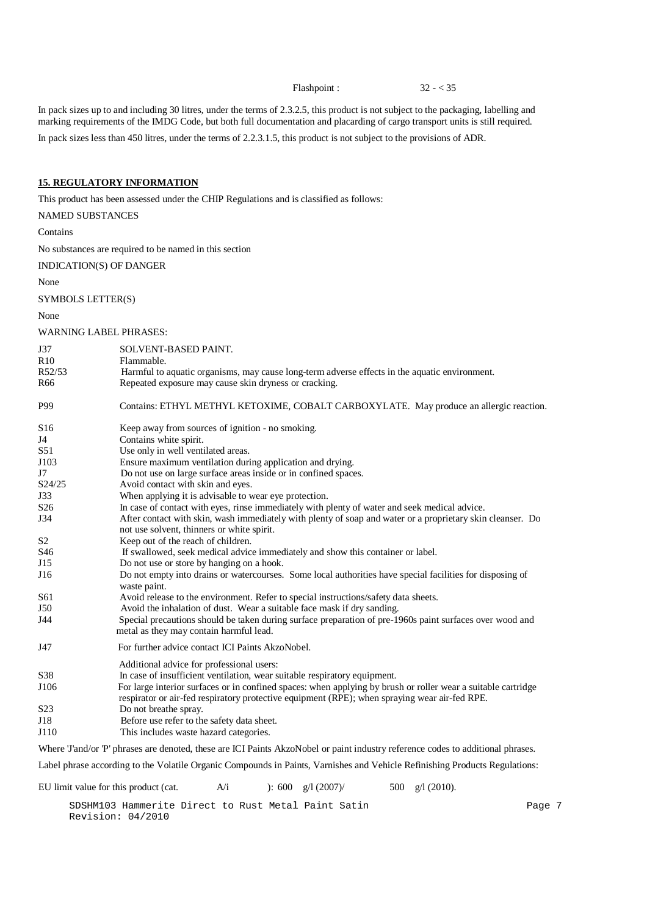Flashpoint : 32 - < 35

In pack sizes up to and including 30 litres, under the terms of 2.3.2.5, this product is not subject to the packaging, labelling and marking requirements of the IMDG Code, but both full documentation and placarding of cargo transport units is still required.

In pack sizes less than 450 litres, under the terms of 2.2.3.1.5, this product is not subject to the provisions of ADR.

## 15. REGULATORY INFORMATION

This product has been assessed under the CHIP Regulations and is classified as follows:

NAMED SUBSTANCES

Contains

No substances are required to be named in this section

INDICATION(S) OF DANGER

None

SYMBOLS LETTER(S)

None

WARNING LABEL PHRASES:

| | |
|---|---|
| J37 | SOLVENT-BASED PAINT. |
| R10 | Flammable. |
| R52/53 | Harmful to aquatic organisms, may cause long-term adverse effects in the aquatic environment. |
| R66 | Repeated exposure may cause skin dryness or cracking. |
| P99 | Contains: ETHYL METHYL KETOXIME, COBALT CARBOXYLATE. May produce an allergic reaction. |
| S16 | Keep away from sources of ignition - no smoking. |
| J4 | Contains white spirit. |
| S51 | Use only in well ventilated areas. |
| J103 | Ensure maximum ventilation during application and drying. |
| J7 | Do not use on large surface areas inside or in confined spaces. |
| S24/25 | Avoid contact with skin and eyes. |
| J33 | When applying it is advisable to wear eye protection. |
| S26 | In case of contact with eyes, rinse immediately with plenty of water and seek medical advice. |
| J34 | After contact with skin, wash immediately with plenty of soap and water or a proprietary skin cleanser. Do not use solvent, thinners or white spirit. |
| S2 | Keep out of the reach of children. |
| S46 | If swallowed, seek medical advice immediately and show this container or label. |
| J15 | Do not use or store by hanging on a hook. |
| J16 | Do not empty into drains or watercourses. Some local authorities have special facilities for disposing of waste paint. |
| S61 | Avoid release to the environment. Refer to special instructions/safety data sheets. |
| J50 | Avoid the inhalation of dust. Wear a suitable face mask if dry sanding. |
| J44 | Special precautions should be taken during surface preparation of pre-1960s paint surfaces over wood and metal as they may contain harmful lead. |
| J47 | For further advice contact ICI Paints AkzoNobel. |
| | Additional advice for professional users: |
| S38 | In case of insufficient ventilation, wear suitable respiratory equipment. |
| J106 | For large interior surfaces or in confined spaces: when applying by brush or roller wear a suitable cartridge respirator or air-fed respiratory protective equipment (RPE); when spraying wear air-fed RPE. |
| S23 | Do not breathe spray. |
| J18 | Before use refer to the safety data sheet. |
| J110 | This includes waste hazard categories. |

Where 'J'and/or 'P' phrases are denoted, these are ICI Paints AkzoNobel or paint industry reference codes to additional phrases.

Label phrase according to the Volatile Organic Compounds in Paints, Varnishes and Vehicle Refinishing Products Regulations:

EU limit value for this product (cat. A/i ): 600 g/l (2007)/ 500 g/l (2010).

SDSHM103 Hammerite Direct to Rust Metal Paint Satin
Revision: 04/2010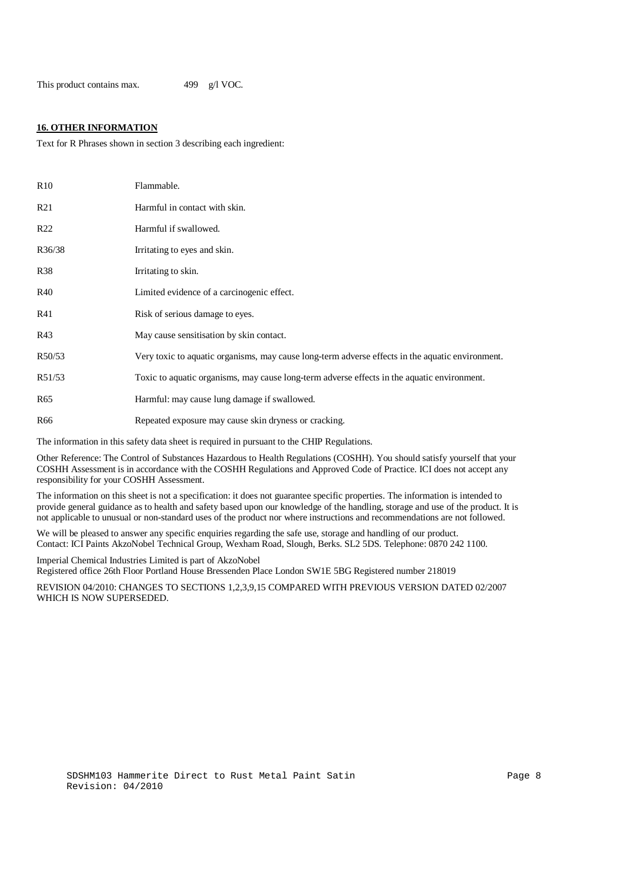This product contains max. 499 g/l VOC.

## 16. OTHER INFORMATION

Text for R Phrases shown in section 3 describing each ingredient:

| | |
|---|---|
| R10 | Flammable. |
| R21 | Harmful in contact with skin. |
| R22 | Harmful if swallowed. |
| R36/38 | Irritating to eyes and skin. |
| R38 | Irritating to skin. |
| R40 | Limited evidence of a carcinogenic effect. |
| R41 | Risk of serious damage to eyes. |
| R43 | May cause sensitisation by skin contact. |
| R50/53 | Very toxic to aquatic organisms, may cause long-term adverse effects in the aquatic environment. |
| R51/53 | Toxic to aquatic organisms, may cause long-term adverse effects in the aquatic environment. |
| R65 | Harmful: may cause lung damage if swallowed. |
| R66 | Repeated exposure may cause skin dryness or cracking. |

The information in this safety data sheet is required in pursuant to the CHIP Regulations.

Other Reference: The Control of Substances Hazardous to Health Regulations (COSHH). You should satisfy yourself that your COSHH Assessment is in accordance with the COSHH Regulations and Approved Code of Practice. ICI does not accept any responsibility for your COSHH Assessment.

The information on this sheet is not a specification: it does not guarantee specific properties. The information is intended to provide general guidance as to health and safety based upon our knowledge of the handling, storage and use of the product. It is not applicable to unusual or non-standard uses of the product nor where instructions and recommendations are not followed.

We will be pleased to answer any specific enquiries regarding the safe use, storage and handling of our product.
Contact: ICI Paints AkzoNobel Technical Group, Wexham Road, Slough, Berks. SL2 5DS. Telephone: 0870 242 1100.

Imperial Chemical Industries Limited is part of AkzoNobel
Registered office 26th Floor Portland House Bressenden Place London SW1E 5BG Registered number 218019

REVISION 04/2010: CHANGES TO SECTIONS 1,2,3,9,15 COMPARED WITH PREVIOUS VERSION DATED 02/2007 WHICH IS NOW SUPERSEDED.